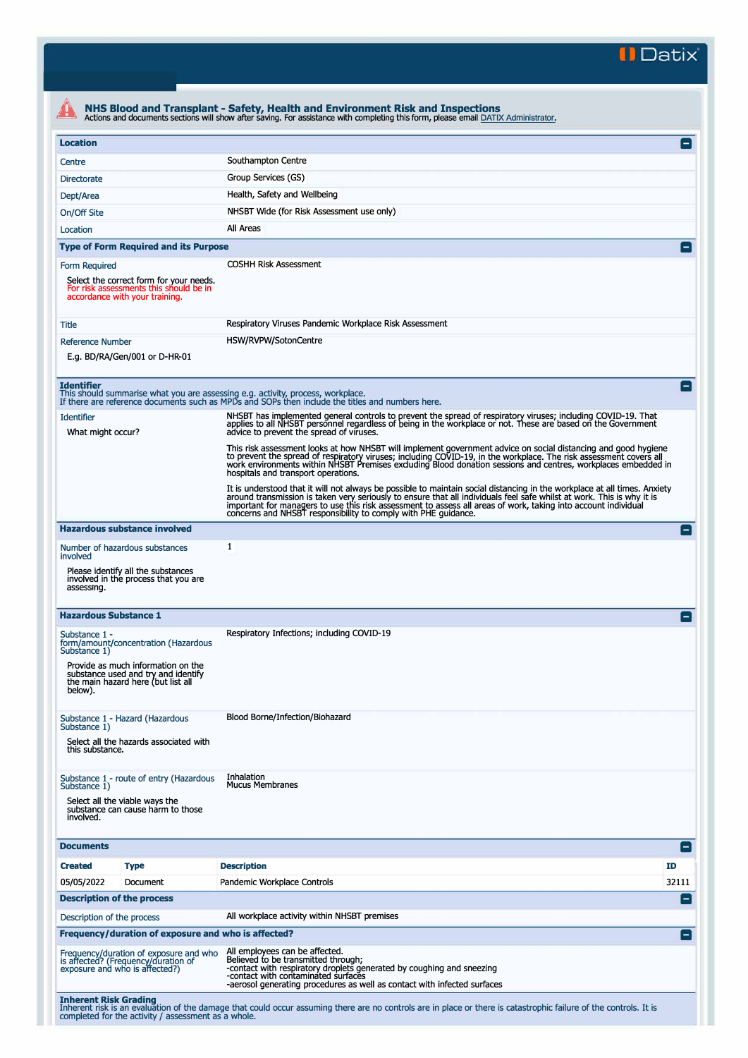Datix

## NHS Blood and Transplant - Safety, Health and Environment Risk and Inspections

Actions and documents sections will show after saving. For assistance with completing this form, please email DATIX Administrator.

### Location

| | |
|---|---|
| Centre | Southampton Centre |
| Directorate | Group Services (GS) |
| Dept/Area | Health, Safety and Wellbeing |
| On/Off Site | NHSBT Wide (for Risk Assessment use only) |
| Location | All Areas |

### Type of Form Required and its Purpose

| | |
|---|---|
| Form Required<br>Select the correct form for your needs. For risk assessments this should be in accordance with your training. | COSHH Risk Assessment |
| Title | Respiratory Viruses Pandemic Workplace Risk Assessment |
| Reference Number<br>E.g. BD/RA/Gen/001 or D-HR-01 | HSW/RVPW/SotonCentre |

### Identifier

This should summarise what you are assessing e.g. activity, process, workplace.
If there are reference documents such as MPDs and SOPs then include the titles and numbers here.

**Identifier**

What might occur?

NHSBT has implemented general controls to prevent the spread of respiratory viruses; including COVID-19. That applies to all NHSBT personnel regardless of being in the workplace or not. These are based on the Government advice to prevent the spread of viruses.

This risk assessment looks at how NHSBT will implement government advice on social distancing and good hygiene to prevent the spread of respiratory viruses; including COVID-19, in the workplace. The risk assessment covers all work environments within NHSBT Premises excluding Blood donation sessions and centres, workplaces embedded in hospitals and transport operations.

It is understood that it will not always be possible to maintain social distancing in the workplace at all times. Anxiety around transmission is taken very seriously to ensure that all individuals feel safe whilst at work. This is why it is important for managers to use this risk assessment to assess all areas of work, taking into account individual concerns and NHSBT responsibility to comply with PHE guidance.

### Hazardous substance involved

| | |
|---|---|
| Number of hazardous substances involved<br>Please identify all the substances involved in the process that you are assessing. | 1 |

### Hazardous Substance 1

| | |
|---|---|
| Substance 1 - form/amount/concentration (Hazardous Substance 1)<br>Provide as much information on the substance used and try and identify the main hazard here (but list all below). | Respiratory Infections; including COVID-19 |
| Substance 1 - Hazard (Hazardous Substance 1)<br>Select all the hazards associated with this substance. | Blood Borne/Infection/Biohazard |
| Substance 1 - route of entry (Hazardous Substance 1)<br>Select all the viable ways the substance can cause harm to those involved. | Inhalation<br>Mucus Membranes |

### Documents

| Created | Type | Description | ID |
|---|---|---|---|
| 05/05/2022 | Document | Pandemic Workplace Controls | 32111 |

### Description of the process

| | |
|---|---|
| Description of the process | All workplace activity within NHSBT premises |

### Frequency/duration of exposure and who is affected?

| | |
|---|---|
| Frequency/duration of exposure and who is affected? (Frequency/duration of exposure and who is affected?) | All employees can be affected.<br>Believed to be transmitted through;<br>-contact with respiratory droplets generated by coughing and sneezing<br>-contact with contaminated surfaces<br>-aerosol generating procedures as well as contact with infected surfaces |

### Inherent Risk Grading

Inherent risk is an evaluation of the damage that could occur assuming there are no controls are in place or there is catastrophic failure of the controls. It is completed for the activity / assessment as a whole.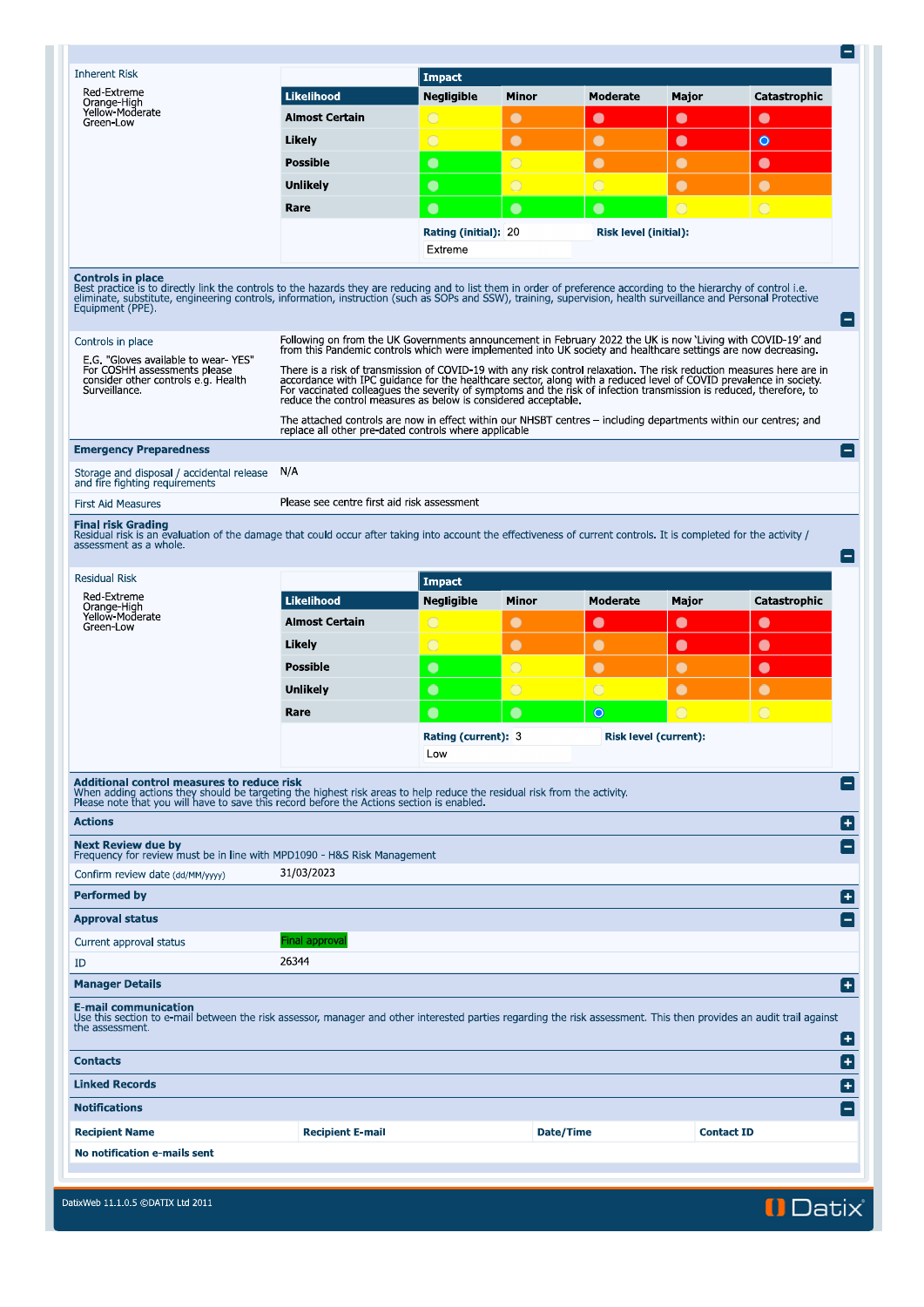Inherent Risk

Red-Extreme
Orange-High
Yellow-Moderate
Green-Low

| Likelihood | Negligible | Minor | Moderate | Major | Catastrophic |
|---|---|---|---|---|---|
| Almost Certain | | | | | |
| Likely | | | | | ● |
| Possible | | | | | |
| Unlikely | | | | | |
| Rare | | | | | |

Rating (initial): 20
Risk level (initial): Extreme

## Controls in place

Best practice is to directly link the controls to the hazards they are reducing and to list them in order of preference according to the hierarchy of control i.e. eliminate, substitute, engineering controls, information, instruction (such as SOPs and SSW), training, supervision, health surveillance and Personal Protective Equipment (PPE).

**Controls in place**

E.G. "Gloves available to wear- YES" For COSHH assessments please consider other controls e.g. Health Surveillance.

Following on from the UK Governments announcement in February 2022 the UK is now 'Living with COVID-19' and from this Pandemic controls which were implemented into UK society and healthcare settings are now decreasing.

There is a risk of transmission of COVID-19 with any risk control relaxation. The risk reduction measures here are in accordance with IPC guidance for the healthcare sector, along with a reduced level of COVID prevalence in society. For vaccinated colleagues the severity of symptoms and the risk of infection transmission is reduced, therefore, to reduce the control measures as below is considered acceptable.

The attached controls are now in effect within our NHSBT centres – including departments within our centres; and replace all other pre-dated controls where applicable

## Emergency Preparedness

| | |
|---|---|
| Storage and disposal / accidental release and fire fighting requirements | N/A |
| First Aid Measures | Please see centre first aid risk assessment |

## Final risk Grading

Residual risk is an evaluation of the damage that could occur after taking into account the effectiveness of current controls. It is completed for the activity / assessment as a whole.

Residual Risk

Red-Extreme
Orange-High
Yellow-Moderate
Green-Low

| Likelihood | Negligible | Minor | Moderate | Major | Catastrophic |
|---|---|---|---|---|---|
| Almost Certain | | | | | |
| Likely | | | | | |
| Possible | | | | | |
| Unlikely | | | | | |
| Rare | | | ● | | |

Rating (current): 3
Risk level (current): Low

## Additional control measures to reduce risk

When adding actions they should be targeting the highest risk areas to help reduce the residual risk from the activity. Please note that you will have to save this record before the Actions section is enabled.

## Actions

## Next Review due by

Frequency for review must be in line with MPD1090 - H&S Risk Management

| | |
|---|---|
| Confirm review date (dd/MM/yyyy) | 31/03/2023 |

## Performed by

## Approval status

| | |
|---|---|
| Current approval status | Final approval |
| ID | 26344 |

## Manager Details

## E-mail communication

Use this section to e-mail between the risk assessor, manager and other interested parties regarding the risk assessment. This then provides an audit trail against the assessment.

## Contacts

## Linked Records

## Notifications

| Recipient Name | Recipient E-mail | Date/Time | Contact ID |
|---|---|---|---|
| No notification e-mails sent | | | |